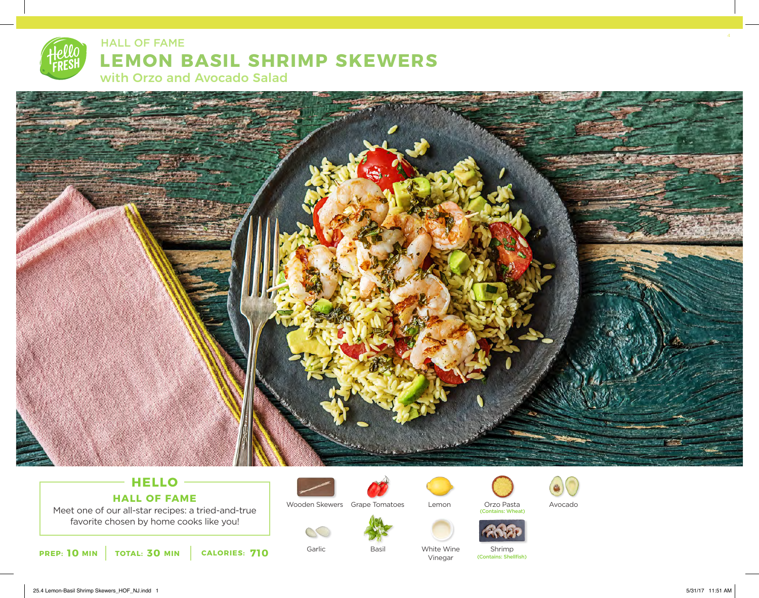HALL OF FAME

# LEMON BASIL SHRIMP SKEWERS

## with Orzo and Avocado Salad

### HELLO

**HALL OF FAME**

Meet one of our all-star recipes: a tried-and-true favorite chosen by home cooks like you!

**PREP: 10 MIN** | **TOTAL: 30 MIN** | **CALORIES: 710**

- Wooden Skewers
- Grape Tomatoes
- Lemon
- Orzo Pasta (Contains: Wheat)
- Avocado
- Garlic
- Basil
- White Wine Vinegar
- Shrimp (Contains: Shellfish)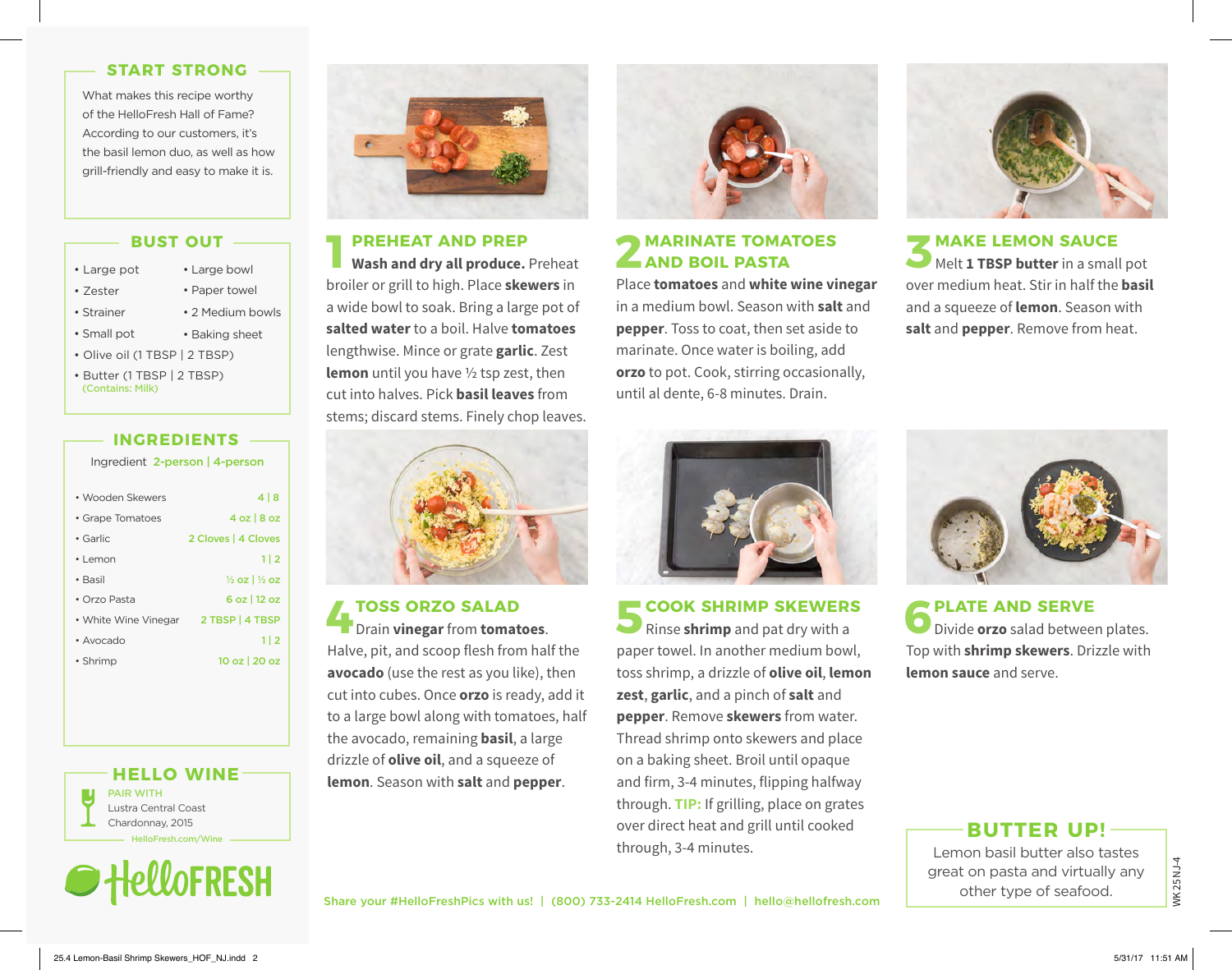## START STRONG

What makes this recipe worthy of the HelloFresh Hall of Fame? According to our customers, it's the basil lemon duo, as well as how grill-friendly and easy to make it is.

## BUST OUT

- Large pot
- Zester
- Strainer
- Small pot
- Large bowl
- Paper towel
- 2 Medium bowls
- Baking sheet
- Olive oil (1 TBSP | 2 TBSP)
- Butter (1 TBSP | 2 TBSP) (Contains: Milk)

## INGREDIENTS

| Ingredient | 2-person \| 4-person |
| --- | --- |
| Wooden Skewers | 4 \| 8 |
| Grape Tomatoes | 4 oz \| 8 oz |
| Garlic | 2 Cloves \| 4 Cloves |
| Lemon | 1 \| 2 |
| Basil | ½ oz \| ½ oz |
| Orzo Pasta | 6 oz \| 12 oz |
| White Wine Vinegar | 2 TBSP \| 4 TBSP |
| Avocado | 1 \| 2 |
| Shrimp | 10 oz \| 20 oz |

## HELLO WINE

PAIR WITH
Lustra Central Coast Chardonnay, 2015

HelloFresh.com/Wine

HelloFRESH

## 1 PREHEAT AND PREP

**Wash and dry all produce.** Preheat broiler or grill to high. Place **skewers** in a wide bowl to soak. Bring a large pot of **salted water** to a boil. Halve **tomatoes** lengthwise. Mince or grate **garlic**. Zest **lemon** until you have ½ tsp zest, then cut into halves. Pick **basil leaves** from stems; discard stems. Finely chop leaves.

## 2 MARINATE TOMATOES AND BOIL PASTA

Place **tomatoes** and **white wine vinegar** in a medium bowl. Season with **salt** and **pepper**. Toss to coat, then set aside to marinate. Once water is boiling, add **orzo** to pot. Cook, stirring occasionally, until al dente, 6-8 minutes. Drain.

## 3 MAKE LEMON SAUCE

Melt **1 TBSP butter** in a small pot over medium heat. Stir in half the **basil** and a squeeze of **lemon**. Season with **salt** and **pepper**. Remove from heat.

## 4 TOSS ORZO SALAD

Drain **vinegar** from **tomatoes**. Halve, pit, and scoop flesh from half the **avocado** (use the rest as you like), then cut into cubes. Once **orzo** is ready, add it to a large bowl along with tomatoes, half the avocado, remaining **basil**, a large drizzle of **olive oil**, and a squeeze of **lemon**. Season with **salt** and **pepper**.

## 5 COOK SHRIMP SKEWERS

Rinse **shrimp** and pat dry with a paper towel. In another medium bowl, toss shrimp, a drizzle of **olive oil**, **lemon zest**, **garlic**, and a pinch of **salt** and **pepper**. Remove **skewers** from water. Thread shrimp onto skewers and place on a baking sheet. Broil until opaque and firm, 3-4 minutes, flipping halfway through. **TIP:** If grilling, place on grates over direct heat and grill until cooked through, 3-4 minutes.

## 6 PLATE AND SERVE

Divide **orzo** salad between plates. Top with **shrimp skewers**. Drizzle with **lemon sauce** and serve.

## BUTTER UP!

Lemon basil butter also tastes great on pasta and virtually any other type of seafood.

Share your #HelloFreshPics with us! | (800) 733-2414 HelloFresh.com | hello@hellofresh.com

WK25NJ-4